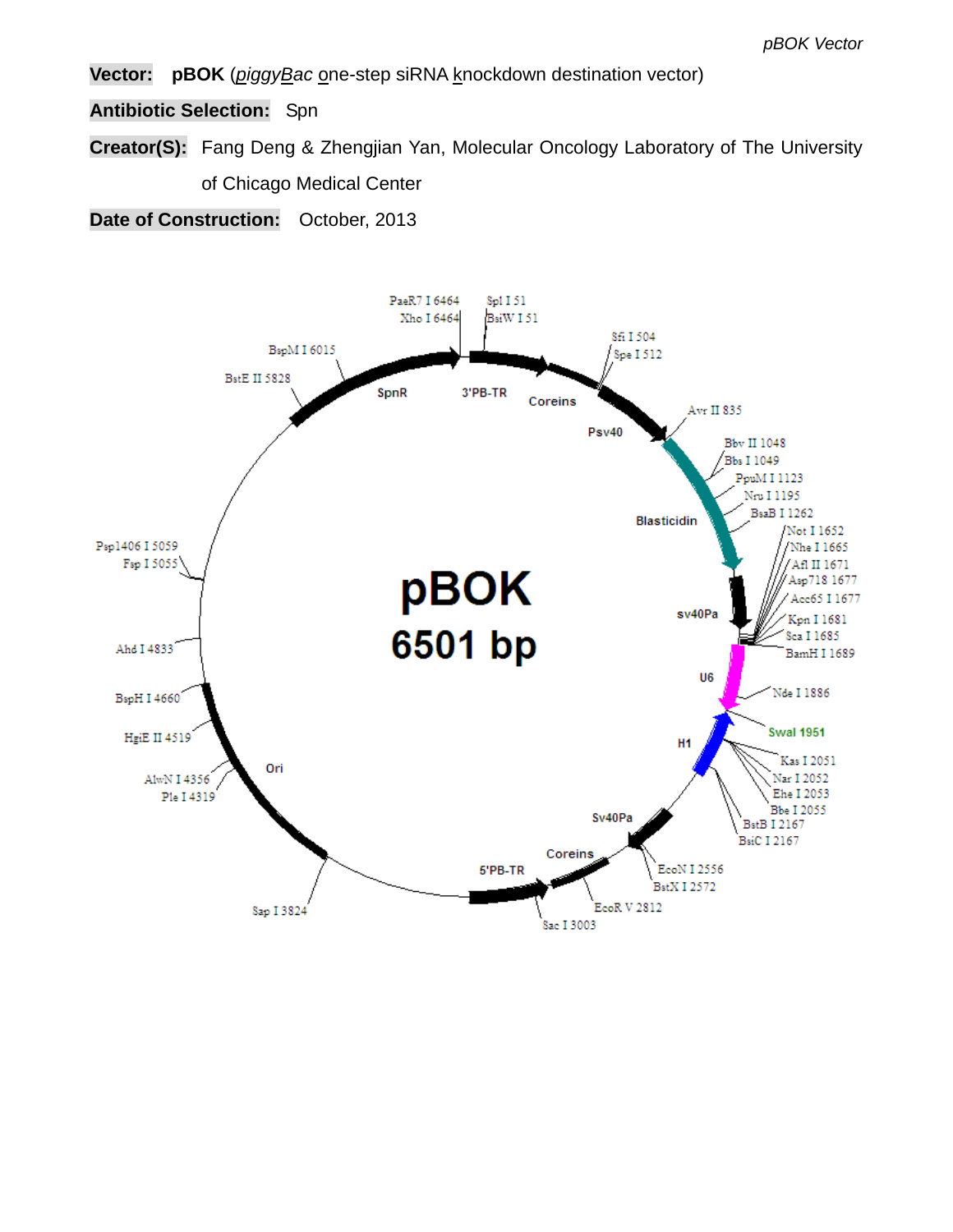**Vector:** **pBOK** (*piggyBac* one-step siRNA knockdown destination vector)

**Antibiotic Selection:** Spn

**Creator(S):** Fang Deng & Zhengjian Yan, Molecular Oncology Laboratory of The University of Chicago Medical Center

**Date of Construction:** October, 2013

pBOK
6501 bp

PaeR7 I 6464
Xho I 6464
Spl I 51
BsiW I 51
Sfi I 504
Spe I 512
Avr II 835
Bbv II 1048
Bbs I 1049
PpuM I 1123
Nru I 1195
BsaB I 1262
Not I 1652
Nhe I 1665
Afl II 1671
Asp718 1677
Acc65 I 1677
Kpn I 1681
Sca I 1685
BamH I 1689
Nde I 1886
SwaI 1951
Kas I 2051
Nar I 2052
Ehe I 2053
Bbe I 2055
BstB I 2167
BsiC I 2167
EcoN I 2556
BstX I 2572
EcoR V 2812
Sac I 3003
Sap I 3824
Ple I 4319
AlwN I 4356
HgiE II 4519
BspH I 4660
Ahd I 4833
Fsp I 5055
Psp1406 I 5059
BstE II 5828
BspM I 6015

SpnR
3'PB-TR
Coreins
Psv40
Blasticidin
sv40Pa
U6
H1
Sv40Pa
Coreins
5'PB-TR
Ori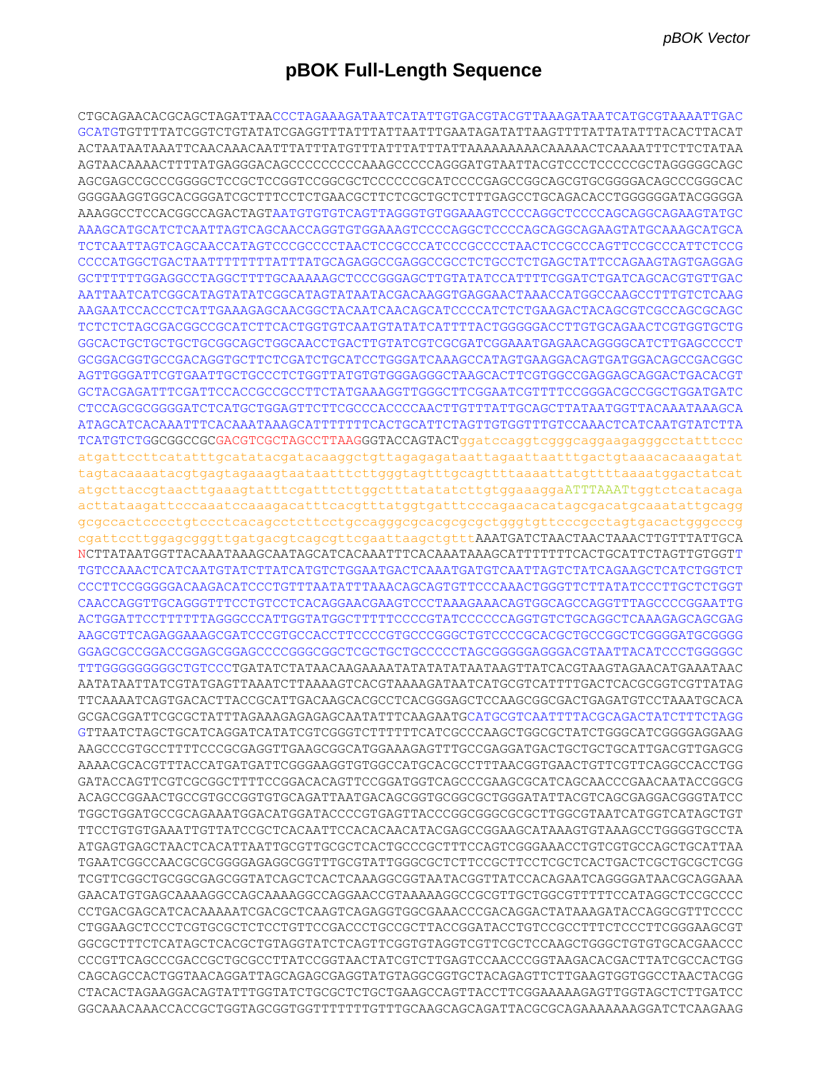# pBOK Full-Length Sequence

```
CTGCAGAACACGCAGCTAGATTAACCCTAGAAAGATAATCATATTGTGACGTACGTTAAAGATAATCATGCGTAAAATTGAC
GCATGTGTTTTATCGGTCTGTATATCGAGGTTTATTTATTAATTTGAATAGATATTAAGTTTTATTATATTTACACTTACAT
ACTAATAATAAATTCAACAAACAATTTATTTATGTTTATTTATTTATTAAAAAAAAACAAAAACTCAAAATTTCTTCTATAA
AGTAACAAAACTTTTATGAGGGACAGCCCCCCCCCAAAGCCCCCAGGGATGTAATTACGTCCCTCCCCCGCTAGGGGGCAGC
AGCGAGCCGCCCGGGGCTCCGCTCCGGTCCGGCGCTCCCCCCGCATCCCCGAGCCGGCAGCGTGCGGGGACAGCCCGGGCAC
GGGGAAGGTGGCACGGGATCGCTTTCCTCTGAACGCTTCTCGCTGCTCTTTGAGCCTGCAGACACCTGGGGGGATACGGGGA
AAAGGCCTCCACGGCCAGACTAGTAATGTGTGTCAGTTAGGGTGTGGAAAGTCCCCAGGCTCCCCAGCAGGCAGAAGTATGC
AAAGCATGCATCTCAATTAGTCAGCAACCAGGTGTGGAAAGTCCCCAGGCTCCCCAGCAGGCAGAAGTATGCAAAGCATGCA
TCTCAATTAGTCAGCAACCATAGTCCCGCCCCTAACTCCGCCCATCCCGCCCCTAACTCCGCCCAGTTCCGCCCATTCTCCG
CCCCATGGCTGACTAATTTTTTTTATTTATGCAGAGGCCGAGGCCGCCTCTGCCTCTGAGCTATTCCAGAAGTAGTGAGGAG
GCTTTTTTGGAGGCCTAGGCTTTTGCAAAAAGCTCCCGGGAGCTTGTATATCCATTTTCGGATCTGATCAGCACGTGTTGAC
AATTAATCATCGGCATAGTATATCGGCATAGTATAATACGACAAGGTGAGGAACTAAACCATGGCCAAGCCTTTGTCTCAAG
AAGAATCCACCCTCATTGAAAGAGCAACGGCTACAATCAACAGCATCCCCATCTCTGAAGACTACAGCGTCGCCAGCGCAGC
TCTCTCTAGCGACGGCCGCATCTTCACTGGTGTCAATGTATATCATTTTACTGGGGGACCTTGTGCAGAACTCGTGGTGCTG
GGCACTGCTGCTGCTGCGGCAGCTGGCAACCTGACTTGTATCGTCGCGATCGGAAATGAGAACAGGGGCATCTTGAGCCCCT
GCGGACGGTGCCGACAGGTGCTTCTCGATCTGCATCCTGGGATCAAAGCCATAGTGAAGGACAGTGATGGACAGCCGACGGC
AGTTGGGATTCGTGAATTGCTGCCCTCTGGTTATGTGTGGGAGGGCTAAGCACTTCGTGGCCGAGGAGCAGGACTGACACGT
GCTACGAGATTTCGATTCCACCGCCGCCTTCTATGAAAGGTTGGGCTTCGGAATCGTTTTCCGGGACGCCGGCTGGATGATC
CTCCAGCGCGGGGATCTCATGCTGGAGTTCTTCGCCCACCCCAACTTGTTTATTGCAGCTTATAATGGTTACAAATAAAGCA
ATAGCATCACAAATTTCACAAATAAAGCATTTTTTTCACTGCATTCTAGTTGTGGTTTGTCCAAACTCATCAATGTATCTTA
TCATGTCTGGCGGCCGCGACGTCGCTAGCCTTAAGGGTACCAGTACTggatccaggtcgggcaggaagagggcctatttccc
atgattccttcatatttgcatatacgatacaaggctgttagagagataattagaattaatttgactgtaaacacaaagatat
tagtacaaaatacgtgagtagaaagtaataatttcttgggtagtttgcagttttaaaattatgttttaaaatggactatcat
atgcttaccgtaacttgaaagtatttcgatttcttggctttatatatcttgtggaaaggaATTTAAATtggtctcatacaga
acttataagattcccaaatccaaagacatttcacgtttatggtgatttcccagaacacatagcgacatgcaaatattgcagg
gcgccactcccctgtccctcacagcctcttcctgccagggcgcacgcgcgctgggtgttcccgcctagtgacactgggcccg
cgattccttggagcgggttgatgacgtcagcgttcgaattaagctgtttAAATGATCTAACTAACTAAACTTGTTTATTGCA
NCTTATAATGGTTACAAATAAAGCAATAGCATCACAAATTTCACAAATAAAGCATTTTTTTCACTGCATTCTAGTTGTGGTT
TGTCCAAACTCATCAATGTATCTTATCATGTCTGGAATGACTCAAATGATGTCAATTAGTCTATCAGAAGCTCATCTGGTCT
CCCTTCCGGGGGACAAGACATCCCTGTTTAATATTTAAACAGCAGTGTTCCCAAACTGGGTTCTTATATCCCTTGCTCTGGT
CAACCAGGTTGCAGGGTTTCCTGTCCTCACAGGAACGAAGTCCCTAAAGAAACAGTGGCAGCCAGGTTTAGCCCCGGAATTG
ACTGGATTCCTTTTTTAGGGCCCATTGGTATGGCTTTTTCCCCGTATCCCCCCAGGTGTCTGCAGGCTCAAAGAGCAGCGAG
AAGCGTTCAGAGGAAAGCGATCCCGTGCCACCTTCCCCGTGCCCGGGCTGTCCCCGCACGCTGCCGGCTCGGGGATGCGGGG
GGAGCGCCGGACCGGAGCGGAGCCCCGGGCGGCTCGCTGCTGCCCCCTAGCGGGGGAGGGACGTAATTACATCCCTGGGGGC
TTTGGGGGGGGGCTGTCCCTGATATCTATAACAAGAAAATATATATATATAATAAGTTATCACGTAAGTAGAACATGAAATAAC
AATATAATTATCGTATGAGTTAAATCTTAAAAGTCACGTAAAAGATAATCATGCGTCATTTTGACTCACGCGGTCGTTATAG
TTCAAAATCAGTGACACTTACCGCATTGACAAGCACGCCTCACGGGAGCTCCAAGCGGCGACTGAGATGTCCTAAATGCACA
GCGACGGATTCGCGCTATTTAGAAAGAGAGAGCAATATTTCAAGAATGCATGCGTCAATTTTACGCAGACTATCTTTCTAGG
GTTAATCTAGCTGCATCAGGATCATATCGTCGGGTCTTTTTTCATCGCCCAAGCTGGCGCTATCTGGGCATCGGGGAGGAAG
AAGCCCGTGCCTTTTCCCGCGAGGTTGAAGCGGCATGGAAAGAGTTTGCCGAGGATGACTGCTGCTGCATTGACGTTGAGCG
AAAACGCACGTTTACCATGATGATTCGGGAAGGTGTGGCCATGCACGCCTTTAACGGTGAACTGTTCGTTCAGGCCACCTGG
GATACCAGTTCGTCGCGGCTTTTCCGGACACAGTTCCGGATGGTCAGCCCGAAGCGCATCAGCAACCCGAACAATACCGGCG
ACAGCCGGAACTGCCGTGCCGGTGTGCAGATTAATGACAGCGGTGCGGCGCTGGGATATTACGTCAGCGAGGACGGGTATCC
TGGCTGGATGCCGCAGAAATGGACATGGATACCCCGTGAGTTACCCGGCGGGCGCGCTTGGCGTAATCATGGTCATAGCTGT
TTCCTGTGTGAAATTGTTATCCGCTCACAATTCCACACAACATACGAGCCGGAAGCATAAAGTGTAAAGCCTGGGGTGCCTA
ATGAGTGAGCTAACTCACATTAATTGCGTTGCGCTCACTGCCCGCTTTCCAGTCGGGAAACCTGTCGTGCCAGCTGCATTAA
TGAATCGGCCAACGCGCGGGGAGAGGCGGTTTGCGTATTGGGCGCTCTTCCGCTTCCTCGCTCACTGACTCGCTGCGCTCGG
TCGTTCGGCTGCGGCGAGCGGTATCAGCTCACTCAAAGGCGGTAATACGGTTATCCACAGAATCAGGGGATAACGCAGGAAA
GAACATGTGAGCAAAAGGCCAGCAAAAGGCCAGGAACCGTAAAAAGGCCGCGTTGCTGGCGTTTTTCCATAGGCTCCGCCCC
CCTGACGAGCATCACAAAAATCGACGCTCAAGTCAGAGGTGGCGAAACCCGACAGGACTATAAAGATACCAGGCGTTTCCCC
CTGGAAGCTCCCTCGTGCGCTCTCCTGTTCCGACCCTGCCGCTTACCGGATACCTGTCCGCCTTTCTCCCTTCGGGAAGCGT
GGCGCTTTCTCATAGCTCACGCTGTAGGTATCTCAGTTCGGTGTAGGTCGTTCGCTCCAAGCTGGGCTGTGTGCACGAACCC
CCCGTTCAGCCCGACCGCTGCGCCTTATCCGGTAACTATCGTCTTGAGTCCAACCCGGTAAGACACGACTTATCGCCACTGG
CAGCAGCCACTGGTAACAGGATTAGCAGAGCGAGGTATGTAGGCGGTGCTACAGAGTTCTTGAAGTGGTGGCCTAACTACGG
CTACACTAGAAGGACAGTATTTGGTATCTGCGCTCTGCTGAAGCCAGTTACCTTCGGAAAAAGAGTTGGTAGCTCTTGATCC
GGCAAACAAACCACCGCTGGTAGCGGTGGTTTTTTTGTTTGCAAGCAGCAGATTACGCGCAGAAAAAAAGGATCTCAAGAAG
```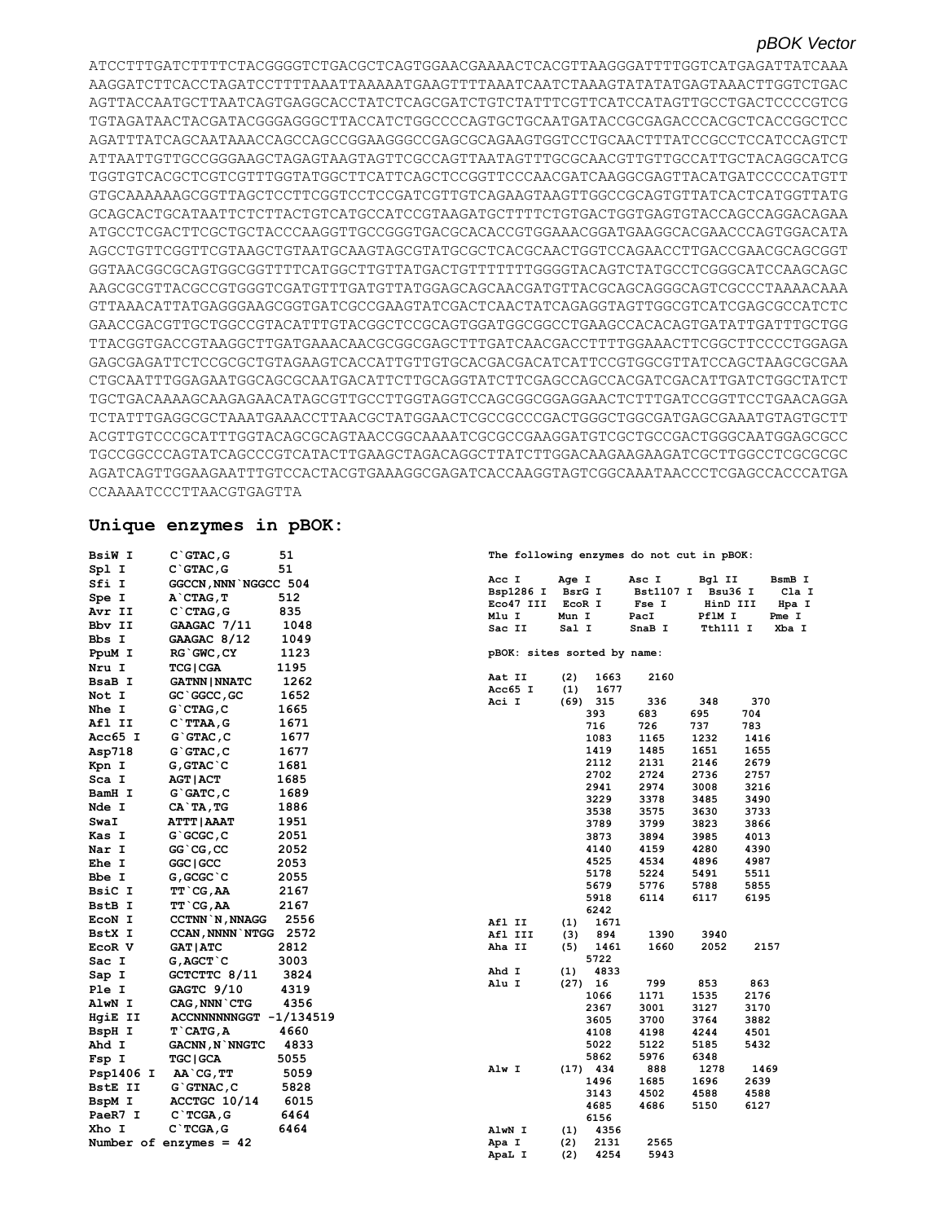## pBOK Vector

```
ATCCTTTGATCTTTTCTACGGGGTCTGACGCTCAGTGGAACGAAAACTCACGTTAAGGGATTTTGGTCATGAGATTATCAAA
AAGGATCTTCACCTAGATCCTTTTAAATTAAAAATGAAGTTTTAAATCAATCTAAAGTATATATGAGTAAACTTGGTCTGAC
AGTTACCAATGCTTAATCAGTGAGGCACCTATCTCAGCGATCTGTCTATTTCGTTCATCCATAGTTGCCTGACTCCCCGTCG
TGTAGATAACTACGATACGGGAGGGCTTACCATCTGGCCCCAGTGCTGCAATGATACCGCGAGACCCACGCTCACCGGCTCC
AGATTTATCAGCAATAAACCAGCCAGCCGGAAGGGCCGAGCGCAGAAGTGGTCCTGCAACTTTATCCGCCTCCATCCAGTCT
ATTAATTGTTGCCGGGAAGCTAGAGTAAGTAGTTCGCCAGTTAATAGTTTGCGCAACGTTGTTGCCATTGCTACAGGCATCG
TGGTGTCACGCTCGTCGTTTGGTATGGCTTCATTCAGCTCCGGTTCCCAACGATCAAGGCGAGTTACATGATCCCCCATGTT
GTGCAAAAAAGCGGTTAGCTCCTTCGGTCCTCCGATCGTTGTCAGAAGTAAGTTGGCCGCAGTGTTATCACTCATGGTTATG
GCAGCACTGCATAATTCTCTTACTGTCATGCCATCCGTAAGATGCTTTTCTGTGACTGGTGAGTGTACCAGCCAGGACAGAA
ATGCCTCGACTTCGCTGCTACCCAAGGTTGCCGGGTGACGCACACCGTGGAAACGGATGAAGGCACGAACCCAGTGGACATA
AGCCTGTTCGGTTCGTAAGCTGTAATGCAAGTAGCGTATGCGCTCACGCAACTGGTCCAGAACCTTGACCGAACGCAGCGGT
GGTAACGGCGCAGTGGCGGTTTTCATGGCTTGTTATGACTGTTTTTTTGGGGTACAGTCTATGCCTCGGGCATCCAAGCAGC
AAGCGCGTTACGCCGTGGGTCGATGTTTGATGTTATGGAGCAGCAACGATGTTACGCAGCAGGGCAGTCGCCCTAAAACAAA
GTTAAACATTATGAGGGAAGCGGTGATCGCCGAAGTATCGACTCAACTATCAGAGGTAGTTGGCGTCATCGAGCGCCATCTC
GAACCGACGTTGCTGGCCGTACATTTGTACGGCTCCGCAGTGGATGGCGGCCTGAAGCCACACAGTGATATTGATTTGCTGG
TTACGGTGACCGTAAGGCTTGATGAAACAACGCGGCGAGCTTTGATCAACGACCTTTTGGAAACTTCGGCTTCCCCTGGAGA
GAGCGAGATTCTCCGCGCTGTAGAAGTCACCATTGTTGTGCACGACGACATCATTCCGTGGCGTTATCCAGCTAAGCGCGAA
CTGCAATTTGGAGAATGGCAGCGCAATGACATTCTTGCAGGTATCTTCGAGCCAGCCACGATCGACATTGATCTGGCTATCT
TGCTGACAAAAGCAAGAGAACATAGCGTTGCCTTGGTAGGTCCAGCGGCGGAGGAACTCTTTGATCCGGTTCCTGAACAGGA
TCTATTTGAGGCGCTAAATGAAACCTTAACGCTATGGAACTCGCCGCCCGACTGGGCTGGCGATGAGCGAAATGTAGTGCTT
ACGTTGTCCCGCATTTGGTACAGCGCAGTAACCGGCAAAATCGCGCCGAAGGATGTCGCTGCCGACTGGGCAATGGAGCGCC
TGCCGGCCCAGTATCAGCCCGTCATACTTGAAGCTAGACAGGCTTATCTTGGACAAGAAGAAGATCGCTTGGCCTCGCGCGC
AGATCAGTTGGAAGAATTTGTCCACTACGTGAAAGGCGAGATCACCAAGGTAGTCGGCAAATAACCCTCGAGCCACCCATGA
CCAAAATCCCTTAACGTGAGTTA
```

## Unique enzymes in pBOK:

| Enzyme | Site | Position |
|---|---|---|
| BsiW I | C`GTAC,G | 51 |
| Spl I | C`GTAC,G | 51 |
| Sfi I | GGCCN,NNN`NGGCC | 504 |
| Spe I | A`CTAG,T | 512 |
| Avr II | C`CTAG,G | 835 |
| Bbv II | GAAGAC 7/11 | 1048 |
| Bbs I | GAAGAC 8/12 | 1049 |
| PpuM I | RG`GWC,CY | 1123 |
| Nru I | TCG\|CGA | 1195 |
| BsaB I | GATNN\|NNATC | 1262 |
| Not I | GC`GGCC,GC | 1652 |
| Nhe I | G`CTAG,C | 1665 |
| Afl II | C`TTAA,G | 1671 |
| Acc65 I | G`GTAC,C | 1677 |
| Asp718 | G`GTAC,C | 1677 |
| Kpn I | G,GTAC`C | 1681 |
| Sca I | AGT\|ACT | 1685 |
| BamH I | G`GATC,C | 1689 |
| Nde I | CA`TA,TG | 1886 |
| SwaI | ATTT\|AAAT | 1951 |
| Kas I | G`GCGC,C | 2051 |
| Nar I | GG`CG,CC | 2052 |
| Ehe I | GGC\|GCC | 2053 |
| Bbe I | G,GCGC`C | 2055 |
| BsiC I | TT`CG,AA | 2167 |
| BstB I | TT`CG,AA | 2167 |
| EcoN I | CCTNN`N,NNAGG | 2556 |
| BstX I | CCAN,NNNN`NTGG | 2572 |
| EcoR V | GAT\|ATC | 2812 |
| Sac I | G,AGCT`C | 3003 |
| Sap I | GCTCTTC 8/11 | 3824 |
| Ple I | GAGTC 9/10 | 4319 |
| AlwN I | CAG,NNN`CTG | 4356 |
| HgiE II | ACCNNNNNNGGT -1/134519 | |
| BspH I | T`CATG,A | 4660 |
| Ahd I | GACNN,N`NNGTC | 4833 |
| Fsp I | TGC\|GCA | 5055 |
| Psp1406 I | AA`CG,TT | 5059 |
| BstE II | G`GTNAC,C | 5828 |
| BspM I | ACCTGC 10/14 | 6015 |
| PaeR7 I | C`TCGA,G | 6464 |
| Xho I | C`TCGA,G | 6464 |

Number of enzymes = 42

**The following enzymes do not cut in pBOK:**

| | | | | |
|---|---|---|---|---|
| Acc I | Age I | Asc I | Bgl II | BsmB I |
| Bsp1286 I | BsrG I | Bst1107 I | Bsu36 I | Cla I |
| Eco47 III | EcoR I | Fse I | HinD III | Hpa I |
| Mlu I | Mun I | PacI | PflM I | Pme I |
| Sac II | Sal I | SnaB I | Tth111 I | Xba I |

**pBOK: sites sorted by name:**

| Enzyme | Count | Positions |
|---|---|---|
| Aat II | (2) | 1663 2160 |
| Acc65 I | (1) | 1677 |
| Aci I | (69) | 315 336 348 370 393 683 695 704 716 726 737 783 1083 1165 1232 1416 1419 1485 1651 1655 2112 2131 2146 2679 2702 2724 2736 2757 2941 2974 3008 3216 3229 3378 3485 3490 3538 3575 3630 3733 3789 3799 3823 3866 3873 3894 3985 4013 4140 4159 4280 4390 4525 4534 4896 4987 5178 5224 5491 5511 5679 5776 5788 5855 5918 6114 6117 6195 6242 |
| Afl II | (1) | 1671 |
| Afl III | (3) | 894 1390 3940 |
| Aha II | (5) | 1461 1660 2052 2157 5722 |
| Ahd I | (1) | 4833 |
| Alu I | (27) | 16 799 853 863 1066 1171 1535 2176 2367 3001 3127 3170 3605 3700 3764 3882 4108 4198 4244 4501 5022 5122 5185 5432 5862 5976 6348 |
| Alw I | (17) | 434 888 1278 1469 1496 1685 1696 2639 3143 4502 4588 4588 4685 4686 5150 6127 6156 |
| AlwN I | (1) | 4356 |
| Apa I | (2) | 2131 2565 |
| ApaL I | (2) | 4254 5943 |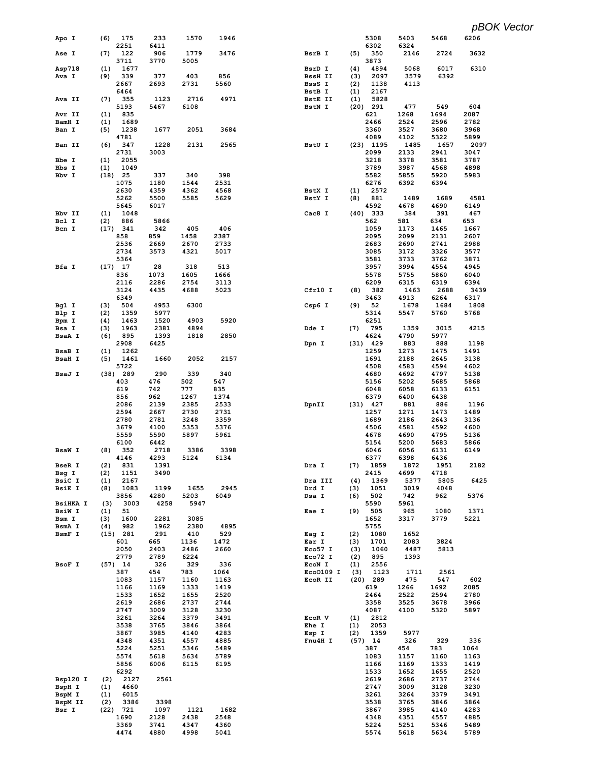*pBOK Vector*

```
Apo I      (6)  175    233    1570   1946
                2251   6411
Ase I      (7)  122    906    1779   3476
                3711   3770   5005
Asp718     (1)  1677
Ava I      (9)  339    377    403    856
                2667   2693   2731   5560
                6464
Ava II     (7)  355    1123   2716   4971
                5193   5467   6108
Avr II     (1)  835
BamH I     (1)  1689
Ban I      (5)  1238   1677   2051   3684
                4781
Ban II     (6)  347    1228   2131   2565
                2731   3003
Bbe I      (1)  2055
Bbs I      (1)  1049
Bbv I      (18) 25     337    340    398
                1075   1180   1544   2531
                2630   4359   4362   4568
                5262   5500   5585   5629
                5645   6017
Bbv II     (1)  1048
Bcl I      (2)  886    5866
Bcn I      (17) 341    342    405    406
                858    859    1458   2387
                2536   2669   2670   2733
                2734   3573   4321   5017
                5364
Bfa I      (17) 17     28     318    513
                836    1073   1605   1666
                2116   2286   2754   3113
                3124   4435   4688   5023
                6349
Bgl I      (3)  504    4953   6300
Blp I      (2)  1359   5977
Bpm I      (4)  1463   1520   4903   5920
Bsa I      (3)  1963   2381   4894
BsaA I     (6)  895    1393   1818   2850
                2908   6425
BsaB I     (1)  1262
BsaH I     (5)  1461   1660   2052   2157
                5722
BsaJ I     (38) 289    290    339    340
                403    476    502    547
                619    742    777    835
                856    962    1267   1374
                2086   2139   2385   2533
                2594   2667   2730   2731
                2780   2781   3248   3359
                3679   4100   5353   5376
                5559   5590   5897   5961
                6100   6442
BsaW I     (8)  352    2718   3386   3398
                4146   4293   5124   6134
BseR I     (2)  831    1391
Bsg I      (2)  1151   3490
BsiC I     (1)  2167
BsiE I     (8)  1083   1199   1655   2945
                3856   4280   5203   6049
BsiHKA I   (3)  3003   4258   5947
BsiW I     (1)  51
Bsm I      (3)  1600   2281   3085
BsmA I     (4)  982    1962   2380   4895
BsmF I     (15) 281    291    410    529
                601    665    1136   1472
                2050   2403   2486   2660
                2779   2789   6224
BsoF I     (57) 14     326    329    336
                387    454    783    1064
                1083   1157   1160   1163
                1166   1169   1333   1419
                1533   1652   1655   2520
                2619   2686   2737   2744
                2747   3009   3128   3230
                3261   3264   3379   3491
                3538   3765   3846   3864
                3867   3985   4140   4283
                4348   4351   4557   4885
                5224   5251   5346   5489
                5574   5618   5634   5789
                5856   6006   6115   6195
                6292
Bsp120 I   (2)  2127   2561
BspH I     (1)  4660
BspM I     (1)  6015
BspM II    (2)  3386   3398
Bsr I      (22) 721    1097   1121   1682
                1690   2128   2438   2548
                3369   3741   4347   4360
                4474   4880   4998   5041
                5308   5403   5468   6206
                6302   6324
BsrB I     (5)  350    2146   2724   3632
                3873
BsrD I     (4)  4894   5068   6017   6310
BssH II    (3)  2097   3579   6392
BssS I     (2)  1138   4113
BstB I     (1)  2167
BstE II    (1)  5828
BstN I     (20) 291    477    549    604
                621    1268   1694   2087
                2466   2524   2596   2782
                3360   3527   3680   3968
                4089   4102   5322   5899
BstU I     (23) 1195   1485   1657   2097
                2099   2133   2941   3047
                3218   3378   3581   3787
                3789   3987   4568   4898
                5582   5855   5920   5983
                6276   6392   6394
BstX I     (1)  2572
BstY I     (8)  881    1489   1689   4581
                4592   4678   4690   6149
Cac8 I     (40) 333    384    391    467
                562    581    634    653
                1059   1173   1465   1667
                2095   2099   2131   2607
                2683   2690   2741   2988
                3085   3172   3326   3577
                3581   3733   3762   3871
                3957   3994   4554   4945
                5578   5755   5860   6040
                6209   6315   6319   6394
Cfr10 I    (8)  382    1463   2688   3439
                3463   4913   6264   6317
Csp6 I     (9)  52     1678   1684   1808
                5314   5547   5760   5768
                6251
Dde I      (7)  795    1359   3015   4215
                4624   4790   5977
Dpn I      (31) 429    883    888    1198
                1259   1273   1475   1491
                1691   2188   2645   3138
                4508   4583   4594   4602
                4680   4692   4797   5138
                5156   5202   5685   5868
                6048   6058   6133   6151
                6379   6400   6438
DpnII      (31) 427    881    886    1196
                1257   1271   1473   1489
                1689   2186   2643   3136
                4506   4581   4592   4600
                4678   4690   4795   5136
                5154   5200   5683   5866
                6046   6056   6131   6149
                6377   6398   6436
Dra I      (7)  1859   1872   1951   2182
                2415   4699   4718
Dra III    (4)  1369   5377   5805   6425
Drd I      (3)  1051   3019   4048
Dsa I      (6)  502    742    962    5376
                5590   5961
Eae I      (9)  505    965    1080   1371
                1652   3317   3779   5221
                5755
Eag I      (2)  1080   1652
Ear I      (3)  1701   2083   3824
Eco57 I    (3)  1060   4487   5813
Eco72 I    (2)  895    1393
EcoN I     (1)  2556
EcoO109 I  (3)  1123   1711   2561
EcoR II    (20) 289    475    547    602
                619    1266   1692   2085
                2464   2522   2594   2780
                3358   3525   3678   3966
                4087   4100   5320   5897
EcoR V     (1)  2812
Ehe I      (1)  2053
Esp I      (2)  1359   5977
Fnu4H I    (57) 14     326    329    336
                387    454    783    1064
                1083   1157   1160   1163
                1166   1169   1333   1419
                1533   1652   1655   2520
                2619   2686   2737   2744
                2747   3009   3128   3230
                3261   3264   3379   3491
                3538   3765   3846   3864
                3867   3985   4140   4283
                4348   4351   4557   4885
                5224   5251   5346   5489
                5574   5618   5634   5789
```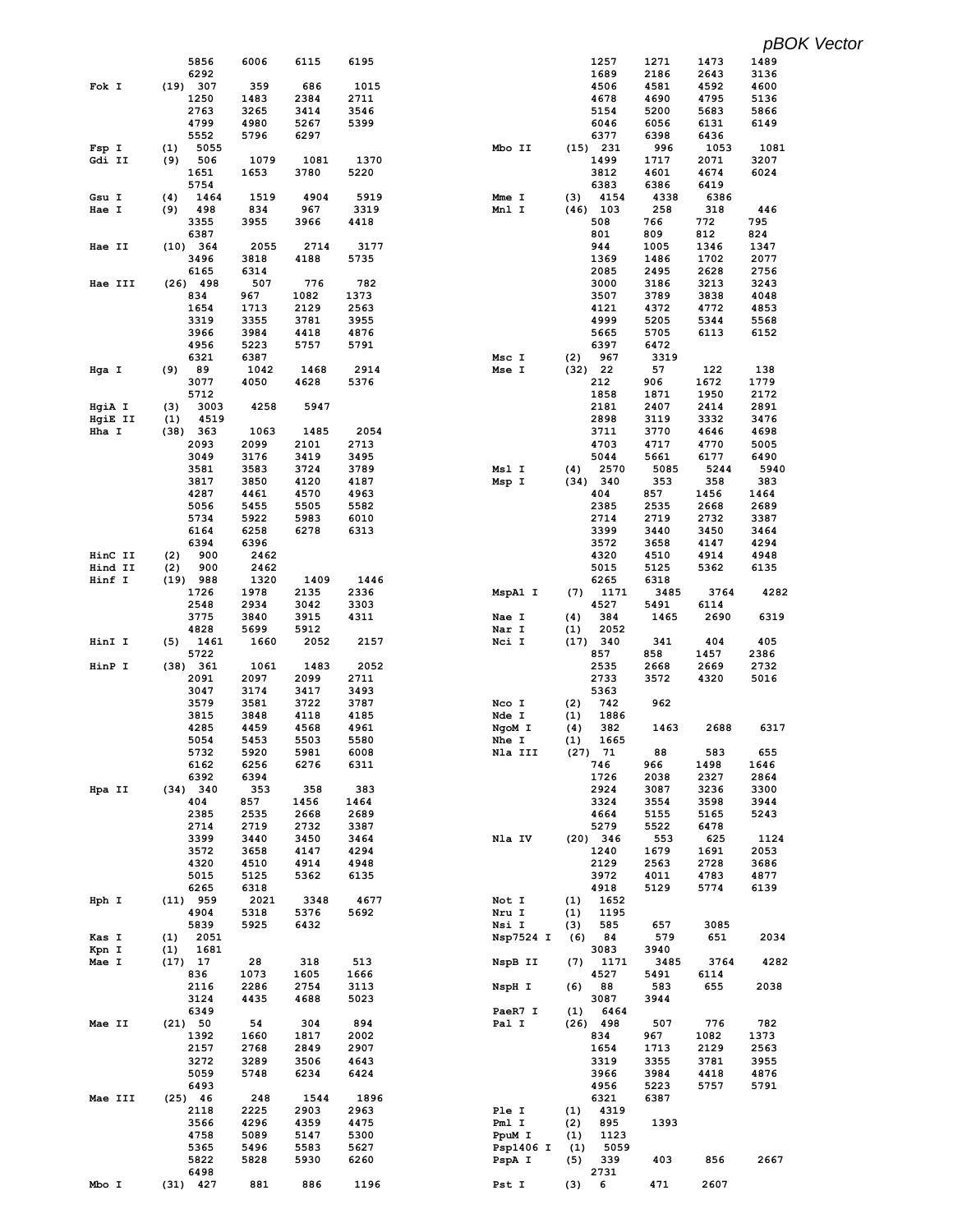# pBOK Vector

```
            5856     6006     6115     6195
            6292
Fok I     (19) 307      359      686     1015
            1250     1483     2384     2711
            2763     3265     3414     3546
            4799     4980     5267     5399
            5552     5796     6297
Fsp I     (1)  5055
Gdi II    (9)  506     1079     1081     1370
            1651     1653     3780     5220
            5754
Gsu I     (4)  1464     1519     4904     5919
Hae I     (9)  498      834      967     3319
            3355     3955     3966     4418
            6387
Hae II    (10) 364     2055     2714     3177
            3496     3818     4188     5735
            6165     6314
Hae III   (26) 498      507      776      782
            834      967     1082     1373
            1654     1713     2129     2563
            3319     3355     3781     3955
            3966     3984     4418     4876
            4956     5223     5757     5791
            6321     6387
Hga I     (9)  89      1042     1468     2914
            3077     4050     4628     5376
            5712
HgiA I    (3)  3003     4258     5947
HgiE II   (1)  4519
Hha I     (38) 363     1063     1485     2054
            2093     2099     2101     2713
            3049     3176     3419     3495
            3581     3583     3724     3789
            3817     3850     4120     4187
            4287     4461     4570     4963
            5056     5455     5505     5582
            5734     5922     5983     6010
            6164     6258     6278     6313
            6394     6396
HinC II   (2)  900     2462
Hind II   (2)  900     2462
Hinf I    (19) 988     1320     1409     1446
            1726     1978     2135     2336
            2548     2934     3042     3303
            3775     3840     3915     4311
            4828     5699     5912
HinI I    (5)  1461     1660     2052     2157
            5722
HinP I    (38) 361     1061     1483     2052
            2091     2097     2099     2711
            3047     3174     3417     3493
            3579     3581     3722     3787
            3815     3848     4118     4185
            4285     4459     4568     4961
            5054     5453     5503     5580
            5732     5920     5981     6008
            6162     6256     6276     6311
            6392     6394
Hpa II    (34) 340      353      358      383
            404      857     1456     1464
            2385     2535     2668     2689
            2714     2719     2732     3387
            3399     3440     3450     3464
            3572     3658     4147     4294
            4320     4510     4914     4948
            5015     5125     5362     6135
            6265     6318
Hph I     (11) 959     2021     3348     4677
            4904     5318     5376     5692
            5839     5925     6432
Kas I     (1)  2051
Kpn I     (1)  1681
Mae I     (17) 17       28      318      513
            836     1073     1605     1666
            2116     2286     2754     3113
            3124     4435     4688     5023
            6349
Mae II    (21) 50       54      304      894
            1392     1660     1817     2002
            2157     2768     2849     2907
            3272     3289     3506     4643
            5059     5748     6234     6424
            6493
Mae III   (25) 46      248     1544     1896
            2118     2225     2903     2963
            3566     4296     4359     4475
            4758     5089     5147     5300
            5365     5496     5583     5627
            5822     5828     5930     6260
            6498
Mbo I     (31) 427      881      886     1196
            1257     1271     1473     1489
            1689     2186     2643     3136
            4506     4581     4592     4600
            4678     4690     4795     5136
            5154     5200     5683     5866
            6046     6056     6131     6149
            6377     6398     6436
Mbo II    (15) 231      996     1053     1081
            1499     1717     2071     3207
            3812     4601     4674     6024
            6383     6386     6419
Mme I     (3)  4154     4338     6386
Mnl I     (46) 103      258      318      446
            508      766      772      795
            801      809      812      824
            944     1005     1346     1347
            1369     1486     1702     2077
            2085     2495     2628     2756
            3000     3186     3213     3243
            3507     3789     3838     4048
            4121     4372     4772     4853
            4999     5205     5344     5568
            5665     5705     6113     6152
            6397     6472
Msc I     (2)  967     3319
Mse I     (32) 22       57      122      138
            212      906     1672     1779
            1858     1871     1950     2172
            2181     2407     2414     2891
            2898     3119     3332     3476
            3711     3770     4646     4698
            4703     4717     4770     5005
            5044     5661     6177     6490
Msl I     (4)  2570     5085     5244     5940
Msp I     (34) 340      353      358      383
            404      857     1456     1464
            2385     2535     2668     2689
            2714     2719     2732     3387
            3399     3440     3450     3464
            3572     3658     4147     4294
            4320     4510     4914     4948
            5015     5125     5362     6135
            6265     6318
MspA1 I   (7)  1171     3485     3764     4282
            4527     5491     6114
Nae I     (4)  384     1465     2690     6319
Nar I     (1)  2052
Nci I     (17) 340      341      404      405
            857      858     1457     2386
            2535     2668     2669     2732
            2733     3572     4320     5016
            5363
Nco I     (2)  742      962
Nde I     (1)  1886
NgoM I    (4)  382     1463     2688     6317
Nhe I     (1)  1665
Nla III   (27) 71       88      583      655
            746      966     1498     1646
            1726     2038     2327     2864
            2924     3087     3236     3300
            3324     3554     3598     3944
            4664     5155     5165     5243
            5279     5522     6478
Nla IV    (20) 346      553      625     1124
            1240     1679     1691     2053
            2129     2563     2728     3686
            3972     4011     4783     4877
            4918     5129     5774     6139
Not I     (1)  1652
Nru I     (1)  1195
Nsi I     (3)  585      657     3085
Nsp7524 I (6)  84       579      651     2034
            3083     3940
NspB II   (7)  1171     3485     3764     4282
            4527     5491     6114
NspH I    (6)  88       583      655     2038
            3087     3944
PaeR7 I   (1)  6464
Pal I     (26) 498      507      776      782
            834      967     1082     1373
            1654     1713     2129     2563
            3319     3355     3781     3955
            3966     3984     4418     4876
            4956     5223     5757     5791
            6321     6387
Ple I     (1)  4319
Pml I     (2)  895     1393
PpuM I    (1)  1123
Psp1406 I (1)  5059
PspA I    (5)  339      403      856     2667
            2731
Pst I     (3)  6       471     2607
```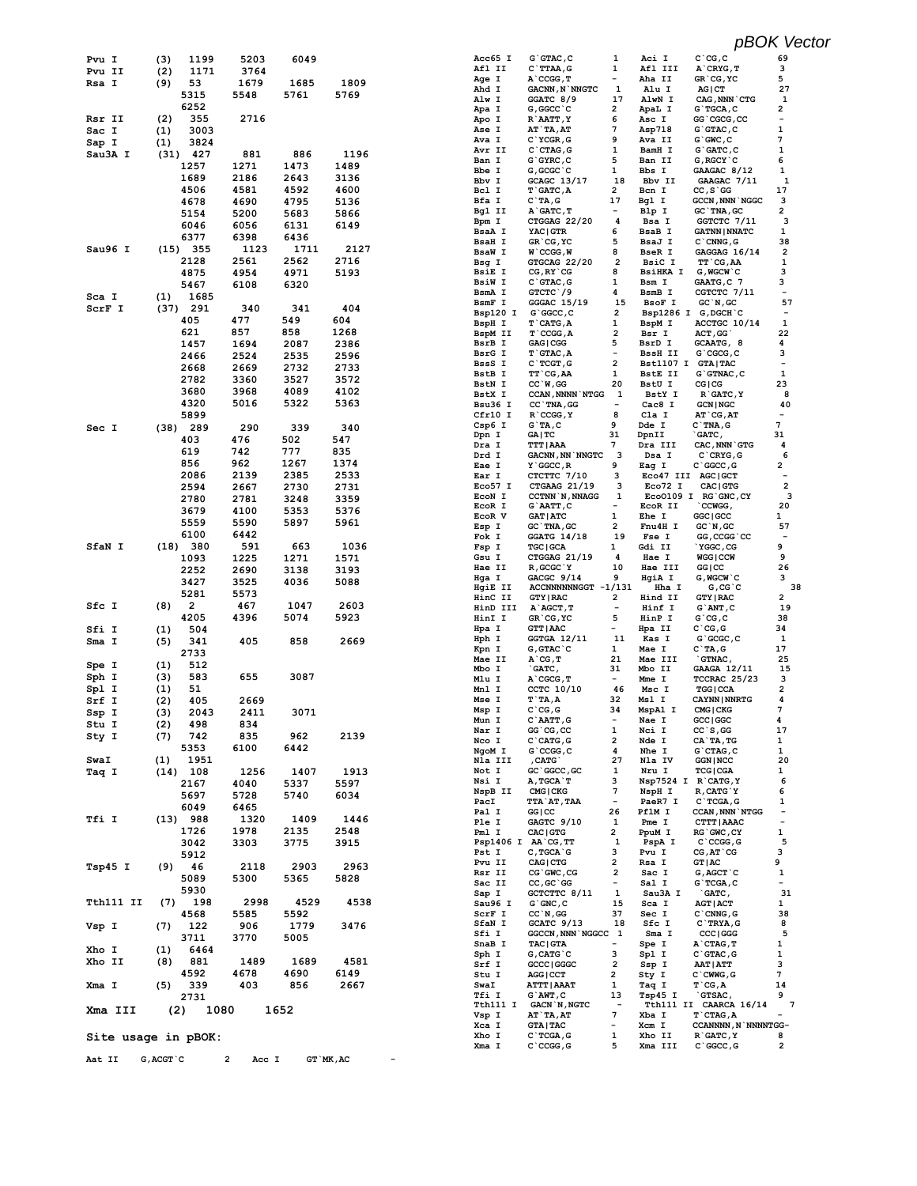# pBOK Vector

| Enzyme | # | Sites | | | |
|---|---|---|---|---|---|
| Pvu I | (3) | 1199 | 5203 | 6049 | |
| Pvu II | (2) | 1171 | 3764 | | |
| Rsa I | (9) | 53 | 1679 | 1685 | 1809 |
| | | 5315 | 5548 | 5761 | 5769 |
| | | 6252 | | | |
| Rsr II | (2) | 355 | 2716 | | |
| Sac I | (1) | 3003 | | | |
| Sap I | (1) | 3824 | | | |
| Sau3A I | (31) | 427 | 881 | 886 | 1196 |
| | | 1257 | 1271 | 1473 | 1489 |
| | | 1689 | 2186 | 2643 | 3136 |
| | | 4506 | 4581 | 4592 | 4600 |
| | | 4678 | 4690 | 4795 | 5136 |
| | | 5154 | 5200 | 5683 | 5866 |
| | | 6046 | 6056 | 6131 | 6149 |
| | | 6377 | 6398 | 6436 | |
| Sau96 I | (15) | 355 | 1123 | 1711 | 2127 |
| | | 2128 | 2561 | 2562 | 2716 |
| | | 4875 | 4954 | 4971 | 5193 |
| | | 5467 | 6108 | 6320 | |
| Sca I | (1) | 1685 | | | |
| ScrF I | (37) | 291 | 340 | 341 | 404 |
| | | 405 | 477 | 549 | 604 |
| | | 621 | 857 | 858 | 1268 |
| | | 1457 | 1694 | 2087 | 2386 |
| | | 2466 | 2524 | 2535 | 2596 |
| | | 2668 | 2669 | 2732 | 2733 |
| | | 2782 | 3360 | 3527 | 3572 |
| | | 3680 | 3968 | 4089 | 4102 |
| | | 4320 | 5016 | 5322 | 5363 |
| | | 5899 | | | |
| Sec I | (38) | 289 | 290 | 339 | 340 |
| | | 403 | 476 | 502 | 547 |
| | | 619 | 742 | 777 | 835 |
| | | 856 | 962 | 1267 | 1374 |
| | | 2086 | 2139 | 2385 | 2533 |
| | | 2594 | 2667 | 2730 | 2731 |
| | | 2780 | 2781 | 3248 | 3359 |
| | | 3679 | 4100 | 5353 | 5376 |
| | | 5559 | 5590 | 5897 | 5961 |
| | | 6100 | 6442 | | |
| SfaN I | (18) | 380 | 591 | 663 | 1036 |
| | | 1093 | 1225 | 1271 | 1571 |
| | | 2252 | 2690 | 3138 | 3193 |
| | | 3427 | 3525 | 4036 | 5088 |
| | | 5281 | 5573 | | |
| Sfc I | (8) | 2 | 467 | 1047 | 2603 |
| | | 4205 | 4396 | 5074 | 5923 |
| Sfi I | (1) | 504 | | | |
| Sma I | (5) | 341 | 405 | 858 | 2669 |
| | | 2733 | | | |
| Spe I | (1) | 512 | | | |
| Sph I | (3) | 583 | 655 | 3087 | |
| Spl I | (1) | 51 | | | |
| Srf I | (2) | 405 | 2669 | | |
| Ssp I | (3) | 2043 | 2411 | 3071 | |
| Stu I | (2) | 498 | 834 | | |
| Sty I | (7) | 742 | 835 | 962 | 2139 |
| | | 5353 | 6100 | 6442 | |
| SwaI | (1) | 1951 | | | |
| Taq I | (14) | 108 | 1256 | 1407 | 1913 |
| | | 2167 | 4040 | 5337 | 5597 |
| | | 5697 | 5728 | 5740 | 6034 |
| | | 6049 | 6465 | | |
| Tfi I | (13) | 988 | 1320 | 1409 | 1446 |
| | | 1726 | 1978 | 2135 | 2548 |
| | | 3042 | 3303 | 3775 | 3915 |
| | | 5912 | | | |
| Tsp45 I | (9) | 46 | 2118 | 2903 | 2963 |
| | | 5089 | 5300 | 5365 | 5828 |
| | | 5930 | | | |
| Tth111 II | (7) | 198 | 2998 | 4529 | 4538 |
| | | 4568 | 5585 | 5592 | |
| Vsp I | (7) | 122 | 906 | 1779 | 3476 |
| | | 3711 | 3770 | 5005 | |
| Xho I | (1) | 6464 | | | |
| Xho II | (8) | 881 | 1489 | 1689 | 4581 |
| | | 4592 | 4678 | 4690 | 6149 |
| Xma I | (5) | 339 | 403 | 856 | 2667 |
| | | 2731 | | | |
| Xma III | (2) | 1080 | 1652 | | |

**Site usage in pBOK:**

| Enzyme | Site | # | Enzyme | Site | # |
|---|---|---|---|---|---|
| Aat II | G,ACGT`C | 2 | Acc I | GT`MK,AC | - |
| Acc65 I | G`GTAC,C | 1 | Aci I | C`CG,C | 69 |
| Afl II | C`TTAA,G | 1 | Afl III | A`CRYG,T | 3 |
| Age I | A`CCGG,T | - | Aha II | GR`CG,YC | 5 |
| Ahd I | GACNN,N`NNGTC | 1 | Alu I | AG\|CT | 27 |
| Alw I | GGATC 8/9 | 17 | AlwN I | CAG,NNN`CTG | 1 |
| Apa I | G,GGCC`C | 2 | ApaL I | G`TGCA,C | 2 |
| Apo I | R`AATT,Y | 6 | Asc I | GG`CGCG,CC | - |
| Ase I | AT`TA,AT | 7 | Asp718 | G`GTAC,C | 1 |
| Ava I | C`YCGR,G | 9 | Ava II | G`GWC,C | 7 |
| Avr II | C`CTAG,G | 1 | BamH I | G`GATC,C | 1 |
| Ban I | G`GYRC,C | 5 | Ban II | G,RGCY`C | 6 |
| Bbe I | G,GCGC`C | 1 | Bbs I | GAAGAC 8/12 | 1 |
| Bbv I | GCAGC 13/17 | 18 | Bbv II | GAAGAC 7/11 | 1 |
| Bcl I | T`GATC,A | 2 | Bcn I | CC,S`GG | 17 |
| Bfa I | C`TA,G | 17 | Bgl I | GCCN,NNN`NGGC | 3 |
| Bgl II | A`GATC,T | - | Blp I | GC`TNA,GC | 2 |
| Bpm I | CTGGAG 22/20 | 4 | Bsa I | GGTCTC 7/11 | 3 |
| BsaA I | YAC\|GTR | 6 | BsaB I | GATNN\|NNATC | 1 |
| BsaH I | GR`CG,YC | 5 | BsaJ I | C`CNNG,G | 38 |
| BsaW I | W`CCGG,W | 8 | BseR I | GAGGAG 16/14 | 2 |
| Bsg I | GTGCAG 22/20 | 2 | BsiC I | TT`CG,AA | 1 |
| BsiE I | CG,RY`CG | 8 | BsiHKA I | G,WGCW`C | 3 |
| BsiW I | C`GTAC,G | 1 | Bsm I | GAATG,C 7 | 3 |
| BsmA I | GTCTC`/9 | 4 | BsmB I | CGTCTC 7/11 | - |
| BsmF I | GGGAC 15/19 | 15 | BsoF I | GC`N,GC | 57 |
| Bsp120 I | G`GGCC,C | 2 | Bsp1286 I | G,DGCH`C | - |
| BspH I | T`CATG,A | 1 | BspM I | ACCTGC 10/14 | 1 |
| BspM II | T`CCGG,A | 2 | Bsr I | ACT,GG` | 22 |
| BsrB I | GAG\|CGG | 5 | BsrD I | GCAATG, 8 | 4 |
| BsrG I | T`GTAC,A | - | BssH II | G`CGCG,C | 3 |
| BssS I | C`TCGT,G | 2 | Bst1107 I | GTA\|TAC | - |
| BstB I | TT`CG,AA | 1 | BstE II | G`GTNAC,C | 1 |
| BstN I | CC`W,GG | 20 | BstU I | CG\|CG | 23 |
| BstX I | CCAN,NNNN`NTGG | 1 | BstY I | R`GATC,Y | 8 |
| Bsu36 I | CC`TNA,GG | - | Cac8 I | GCN\|NGC | 40 |
| Cfr10 I | R`CCGG,Y | 8 | Cla I | AT`CG,AT | - |
| Csp6 I | G`TA,C | 9 | Dde I | C`TNA,G | 7 |
| Dpn I | GA\|TC | 31 | DpnII | `GATC, | 31 |
| Dra I | TTT\|AAA | 7 | Dra III | CAC,NNN`GTG | 4 |
| Drd I | GACNN,NN`NNGTC | 3 | Dsa I | C`CRYG,G | 6 |
| Eae I | Y`GGCC,R | 9 | Eag I | C`GGCC,G | 2 |
| Ear I | CTCTTC 7/10 | 3 | Eco47 III | AGC\|GCT | - |
| Eco57 I | CTGAAG 21/19 | 3 | Eco72 I | CAC\|GTG | 2 |
| EcoN I | CCTNN`N,NNAGG | 1 | EcoO109 I | RG`GNC,CY | 3 |
| EcoR I | G`AATT,C | - | EcoR II | `CCWGG, | 20 |
| EcoR V | GAT\|ATC | 1 | Ehe I | GGC\|GCC | 1 |
| Esp I | GC`TNA,GC | 2 | Fnu4H I | GC`N,GC | 57 |
| Fok I | GGATG 14/18 | 19 | Fse I | GG,CCGG`CC | - |
| Fsp I | TGC\|GCA | 1 | Gdi II | `YGGC,CG | 9 |
| Gsu I | CTGGAG 21/19 | 4 | Hae I | WGG\|CCW | 9 |
| Hae II | R,GCGC`Y | 10 | Hae III | GG\|CC | 26 |
| Hga I | GACGC 9/14 | 9 | HgiA I | G,WGCW`C | 3 |
| HgiE II | ACCNNNNNNGGT -1/131 | | Hha I | G,CG`C | 38 |
| HinC II | GTY\|RAC | 2 | Hind II | GTY\|RAC | 2 |
| HinD III | A`AGCT,T | - | Hinf I | G`ANT,C | 19 |
| HinI I | GR`CG,YC | 5 | HinP I | G`CG,C | 38 |
| Hpa I | GTT\|AAC | - | Hpa II | C`CG,G | 34 |
| Hph I | GGTGA 12/11 | 11 | Kas I | G`GCGC,C | 1 |
| Kpn I | G,GTAC`C | 1 | Mae I | C`TA,G | 17 |
| Mae II | A`CG,T | 21 | Mae III | `GTNAC, | 25 |
| Mbo I | `GATC, | 31 | Mbo II | GAAGA 12/11 | 15 |
| Mlu I | A`CGCG,T | - | Mme I | TCCRAC 25/23 | 3 |
| Mnl I | CCTC 10/10 | 46 | Msc I | TGG\|CCA | 2 |
| Mse I | T`TA,A | 32 | Msl I | CAYNN\|NNRTG | 4 |
| Msp I | C`CG,G | 34 | MspA1 I | CMG\|CKG | 7 |
| Mun I | C`AATT,G | - | Nae I | GCC\|GGC | 4 |
| Nar I | GG`CG,CC | 1 | Nci I | CC`S,GG | 17 |
| Nco I | C`CATG,G | 2 | Nde I | CA`TA,TG | 1 |
| NgoM I | G`CCGG,C | 4 | Nhe I | G`CTAG,C | 1 |
| Nla III | ,CATG` | 27 | Nla IV | GGN\|NCC | 20 |
| Not I | GC`GGCC,GC | 1 | Nru I | TCG\|CGA | 1 |
| Nsi I | A,TGCA`T | 3 | Nsp7524 I | R`CATG,Y | 6 |
| NspB II | CMG\|CKG | 7 | NspH I | R,CATG`Y | 6 |
| PacI | TTA`AT,TAA | - | PaeR7 I | C`TCGA,G | 1 |
| Pal I | GG\|CC | 26 | PflM I | CCAN,NNN`NTGG | - |
| Ple I | GAGTC 9/10 | 1 | Pme I | CTTT\|AAAC | - |
| Pml I | CAC\|GTG | 2 | PpuM I | RG`GWC,CY | 1 |
| Psp1406 I | AA`CG,TT | 1 | PspA I | C`CCGG,G | 5 |
| Pst I | C,TGCA`G | 3 | Pvu I | CG,AT`CG | 3 |
| Pvu II | CAG\|CTG | 2 | Rsa I | GT\|AC | 9 |
| Rsr II | CG`GWC,CG | 2 | Sac I | G,AGCT`C | 1 |
| Sac II | CC,GC`GG | - | Sal I | G`TCGA,C | - |
| Sap I | GCTCTTC 8/11 | 1 | Sau3A I | `GATC, | 31 |
| Sau96 I | G`GNC,C | 15 | Sca I | AGT\|ACT | 1 |
| ScrF I | CC`N,GG | 37 | Sec I | C`CNNG,G | 38 |
| SfaN I | GCATC 9/13 | 18 | Sfc I | C`TRYA,G | 8 |
| Sfi I | GGCCN,NNN`NGGCC | 1 | Sma I | CCC\|GGG | 5 |
| SnaB I | TAC\|GTA | - | Spe I | A`CTAG,T | 1 |
| Sph I | G,CATG`C | 3 | Spl I | C`GTAC,G | 1 |
| Srf I | GCCC\|GGGC | 2 | Ssp I | AAT\|ATT | 3 |
| Stu I | AGG\|CCT | 2 | Sty I | C`CWWG,G | 7 |
| SwaI | ATTT\|AAAT | 1 | Taq I | T`CG,A | 14 |
| Tfi I | G`AWT,C | 13 | Tsp45 I | `GTSAC, | 9 |
| Tth111 I | GACN`N,NGTC | - | Tth111 II | CAARCA 16/14 | 7 |
| Vsp I | AT`TA,AT | 7 | Xba I | T`CTAG,A | - |
| Xca I | GTA\|TAC | - | Xcm I | CCANNNN,N`NNNNTGG | - |
| Xho I | C`TCGA,G | 1 | Xho II | R`GATC,Y | 8 |
| Xma I | C`CCGG,G | 5 | Xma III | C`GGCC,G | 2 |